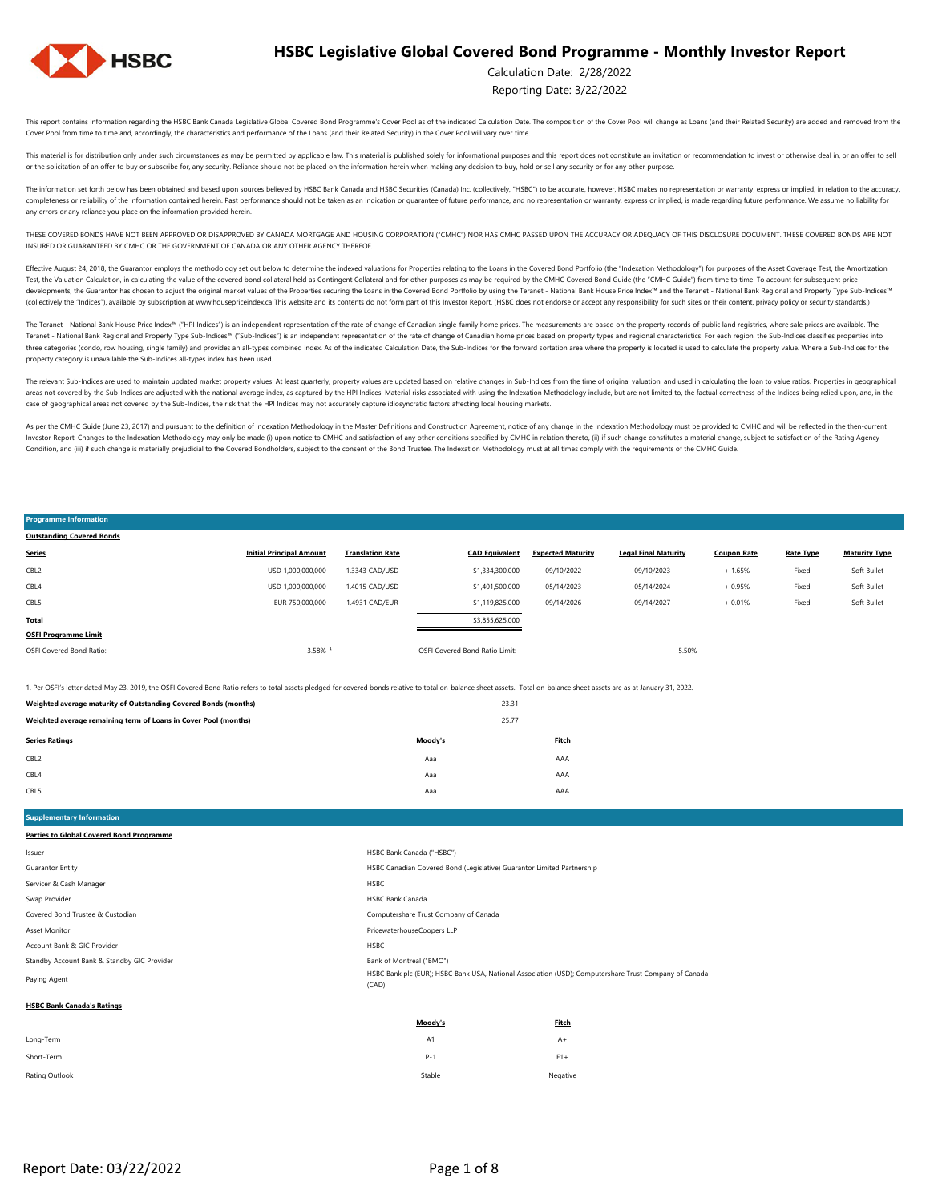# HSBC Legislative Global Covered Bond Programme - Monthly Investor Report

Calculation Date: 2/28/2022

Reporting Date: 3/22/2022

This report contains information regarding the HSBC Bank Canada Legislative Global Covered Bond Programme's Cover Pool as of the indicated Calculation Date. The composition of the Cover Pool will change as Loans (and their Related Security) are added and removed from the Cover Pool from time to time and, accordingly, the characteristics and performance of the Loans (and their Related Security) in the Cover Pool will vary over time.

This material is for distribution only under such circumstances as may be permitted by applicable law. This material is published solely for informational purposes and this report does not constitute an invitation or recommendation to invest or otherwise deal in, or an offer to sell or the solicitation of an offer to buy or subscribe for, any security. Reliance should not be placed on the information herein when making any decision to buy, hold or sell any security or for any other purpose.

The information set forth below has been obtained and based upon sources believed by HSBC Bank Canada and HSBC Securities (Canada) Inc. (collectively, "HSBC") to be accurate, however, HSBC makes no representation or warranty, express or implied, in relation to the accuracy, completeness or reliability of the information contained herein. Past performance should not be taken as an indication or guarantee of future performance, and no representation or warranty, express or implied, is made regarding future performance. We assume no liability for any errors or any reliance you place on the information provided herein.

THESE COVERED BONDS HAVE NOT BEEN APPROVED OR DISAPPROVED BY CANADA MORTGAGE AND HOUSING CORPORATION ("CMHC") NOR HAS CMHC PASSED UPON THE ACCURACY OR ADEQUACY OF THIS DISCLOSURE DOCUMENT. THESE COVERED BONDS ARE NOT INSURED OR GUARANTEED BY CMHC OR THE GOVERNMENT OF CANADA OR ANY OTHER AGENCY THEREOF.

Effective August 24, 2018, the Guarantor employs the methodology set out below to determine the indexed valuations for Properties relating to the Loans in the Covered Bond Portfolio (the "Indexation Methodology") for purposes of the Asset Coverage Test, the Amortization Test, the Valuation Calculation, in calculating the value of the covered bond collateral held as Contingent Collateral and for other purposes as may be required by the CMHC Covered Bond Guide (the "CMHC Guide") from time to time. To account for subsequent price developments, the Guarantor has chosen to adjust the original market values of the Properties securing the Loans in the Covered Bond Portfolio by using the Teranet - National Bank House Price Index™ and the Teranet - National Bank Regional and Property Type Sub-Indices™ (collectively the "Indices"), available by subscription at www.housepriceindex.ca This website and its contents do not form part of this Investor Report. (HSBC does not endorse or accept any responsibility for such sites or their content, privacy policy or security standards.)

The Teranet - National Bank House Price Index™ ("HPI Indices") is an independent representation of the rate of change of Canadian single-family home prices. The measurements are based on the property records of public land registries, where sale prices are available. The Teranet - National Bank Regional and Property Type Sub-Indices™ ("Sub-Indices") is an independent representation of the rate of change of Canadian home prices based on property types and regional characteristics. For each region, the Sub-Indices classifies properties into three categories (condo, row housing, single family) and provides an all-types combined index. As of the indicated Calculation Date, the Sub-Indices for the forward sortation area where the property is located is used to calculate the property value. Where a Sub-Indices for the property category is unavailable the Sub-Indices all-types index has been used.

The relevant Sub-Indices are used to maintain updated market property values. At least quarterly, property values are updated based on relative changes in Sub-Indices from the time of original valuation, and used in calculating the loan to value ratios. Properties in geographical areas not covered by the Sub-Indices are adjusted with the national average index, as captured by the HPI Indices. Material risks associated with using the Indexation Methodology include, but are not limited to, the factual correctness of the Indices being relied upon, and, in the case of geographical areas not covered by the Sub-Indices, the risk that the HPI Indices may not accurately capture idiosyncratic factors affecting local housing markets.

As per the CMHC Guide (June 23, 2017) and pursuant to the definition of Indexation Methodology in the Master Definitions and Construction Agreement, notice of any change in the Indexation Methodology must be provided to CMHC and will be reflected in the then-current Investor Report. Changes to the Indexation Methodology may only be made (i) upon notice to CMHC and satisfaction of any other conditions specified by CMHC in relation thereto, (ii) if such change constitutes a material change, subject to satisfaction of the Rating Agency Condition, and (iii) if such change is materially prejudicial to the Covered Bondholders, subject to the consent of the Bond Trustee. The Indexation Methodology must at all times comply with the requirements of the CMHC Guide.

## Programme Information

### Outstanding Covered Bonds

| Series | Initial Principal Amount | Translation Rate | CAD Equivalent | Expected Maturity | Legal Final Maturity | Coupon Rate | Rate Type | Maturity Type |
|---|---|---|---|---|---|---|---|---|
| CBL2 | USD 1,000,000,000 | 1.3343 CAD/USD | $1,334,300,000 | 09/10/2022 | 09/10/2023 | + 1.65% | Fixed | Soft Bullet |
| CBL4 | USD 1,000,000,000 | 1.4015 CAD/USD | $1,401,500,000 | 05/14/2023 | 05/14/2024 | + 0.95% | Fixed | Soft Bullet |
| CBL5 | EUR 750,000,000 | 1.4931 CAD/EUR | $1,119,825,000 | 09/14/2026 | 09/14/2027 | + 0.01% | Fixed | Soft Bullet |
| **Total** | | | $3,855,625,000 | | | | | |

### OSFI Programme Limit

| | | | |
|---|---|---|---|
| OSFI Covered Bond Ratio: | 3.58% [1] | OSFI Covered Bond Ratio Limit: | 5.50% |

1. Per OSFI's letter dated May 23, 2019, the OSFI Covered Bond Ratio refers to total assets pledged for covered bonds relative to total on-balance sheet assets. Total on-balance sheet assets are as at January 31, 2022.

| | |
|---|---|
| **Weighted average maturity of Outstanding Covered Bonds (months)** | 23.31 |
| **Weighted average remaining term of Loans in Cover Pool (months)** | 25.77 |

| Series Ratings | Moody's | Fitch |
|---|---|---|
| CBL2 | Aaa | AAA |
| CBL4 | Aaa | AAA |
| CBL5 | Aaa | AAA |

## Supplementary Information

### Parties to Global Covered Bond Programme

| | |
|---|---|
| Issuer | HSBC Bank Canada ("HSBC") |
| Guarantor Entity | HSBC Canadian Covered Bond (Legislative) Guarantor Limited Partnership |
| Servicer & Cash Manager | HSBC |
| Swap Provider | HSBC Bank Canada |
| Covered Bond Trustee & Custodian | Computershare Trust Company of Canada |
| Asset Monitor | PricewaterhouseCoopers LLP |
| Account Bank & GIC Provider | HSBC |
| Standby Account Bank & Standby GIC Provider | Bank of Montreal ("BMO") |
| Paying Agent | HSBC Bank plc (EUR); HSBC Bank USA, National Association (USD); Computershare Trust Company of Canada (CAD) |

### HSBC Bank Canada's Ratings

| | Moody's | Fitch |
|---|---|---|
| Long-Term | A1 | A+ |
| Short-Term | P-1 | F1+ |
| Rating Outlook | Stable | Negative |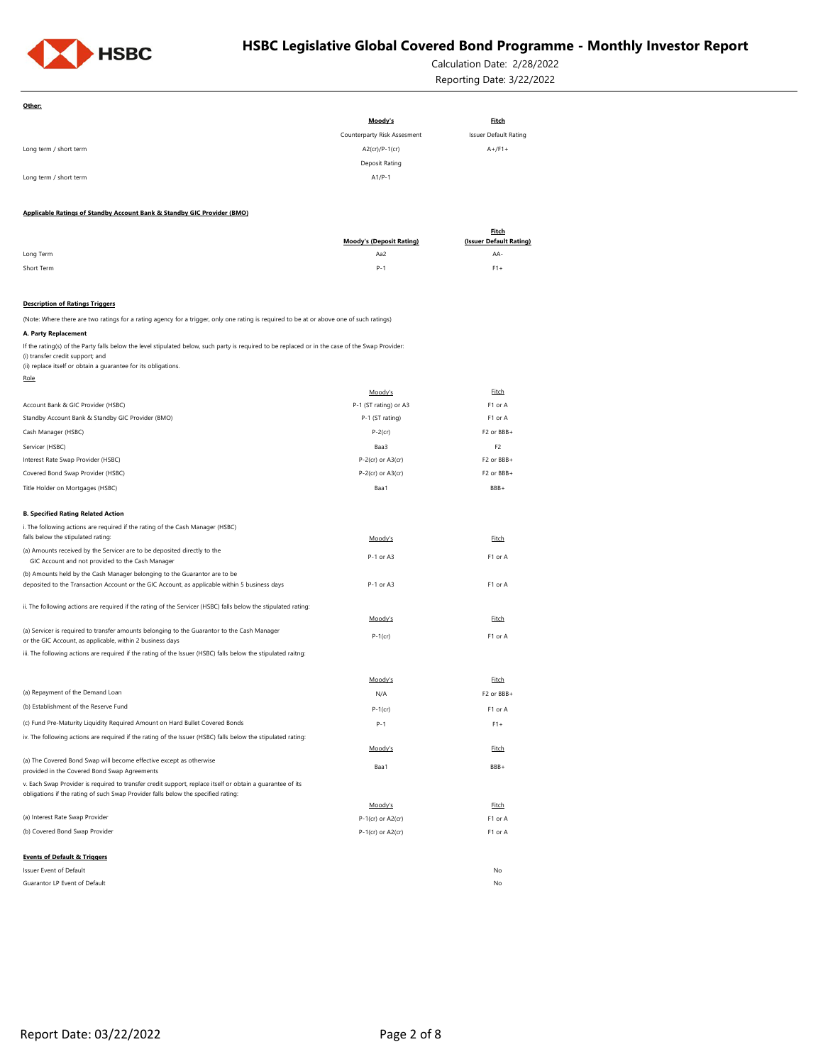**Other:**

| | Moody's | Fitch |
|---|---|---|
| | Counterparty Risk Assesment | Issuer Default Rating |
| Long term / short term | A2(cr)/P-1(cr) | A+/F1+ |
| | Deposit Rating | |
| Long term / short term | A1/P-1 | |

**Applicable Ratings of Standby Account Bank & Standby GIC Provider (BMO)**

| | Moody's (Deposit Rating) | Fitch (Issuer Default Rating) |
|---|---|---|
| Long Term | Aa2 | AA- |
| Short Term | P-1 | F1+ |

**Description of Ratings Triggers**

(Note: Where there are two ratings for a rating agency for a trigger, only one rating is required to be at or above one of such ratings)

**A. Party Replacement**

If the rating(s) of the Party falls below the level stipulated below, such party is required to be replaced or in the case of the Swap Provider:
(i) transfer credit support; and
(ii) replace itself or obtain a guarantee for its obligations.

| Role | Moody's | Fitch |
|---|---|---|
| Account Bank & GIC Provider (HSBC) | P-1 (ST rating) or A3 | F1 or A |
| Standby Account Bank & Standby GIC Provider (BMO) | P-1 (ST rating) | F1 or A |
| Cash Manager (HSBC) | P-2(cr) | F2 or BBB+ |
| Servicer (HSBC) | Baa3 | F2 |
| Interest Rate Swap Provider (HSBC) | P-2(cr) or A3(cr) | F2 or BBB+ |
| Covered Bond Swap Provider (HSBC) | P-2(cr) or A3(cr) | F2 or BBB+ |
| Title Holder on Mortgages (HSBC) | Baa1 | BBB+ |

**B. Specified Rating Related Action**

| i. The following actions are required if the rating of the Cash Manager (HSBC) falls below the stipulated rating: | Moody's | Fitch |
|---|---|---|
| (a) Amounts received by the Servicer are to be deposited directly to the GIC Account and not provided to the Cash Manager | P-1 or A3 | F1 or A |
| (b) Amounts held by the Cash Manager belonging to the Guarantor are to be deposited to the Transaction Account or the GIC Account, as applicable within 5 business days | P-1 or A3 | F1 or A |

| ii. The following actions are required if the rating of the Servicer (HSBC) falls below the stipulated rating: | Moody's | Fitch |
|---|---|---|
| (a) Servicer is required to transfer amounts belonging to the Guarantor to the Cash Manager or the GIC Account, as applicable, within 2 business days | P-1(cr) | F1 or A |

| iii. The following actions are required if the rating of the Issuer (HSBC) falls below the stipulated raitng: | Moody's | Fitch |
|---|---|---|
| (a) Repayment of the Demand Loan | N/A | F2 or BBB+ |
| (b) Establishment of the Reserve Fund | P-1(cr) | F1 or A |
| (c) Fund Pre-Maturity Liquidity Required Amount on Hard Bullet Covered Bonds | P-1 | F1+ |

| iv. The following actions are required if the rating of the Issuer (HSBC) falls below the stipulated rating: | Moody's | Fitch |
|---|---|---|
| (a) The Covered Bond Swap will become effective except as otherwise provided in the Covered Bond Swap Agreements | Baa1 | BBB+ |

| v. Each Swap Provider is required to transfer credit support, replace itself or obtain a guarantee of its obligations if the rating of such Swap Provider falls below the specified rating: | Moody's | Fitch |
|---|---|---|
| (a) Interest Rate Swap Provider | P-1(cr) or A2(cr) | F1 or A |
| (b) Covered Bond Swap Provider | P-1(cr) or A2(cr) | F1 or A |

**Events of Default & Triggers**

| | |
|---|---|
| Issuer Event of Default | No |
| Guarantor LP Event of Default | No |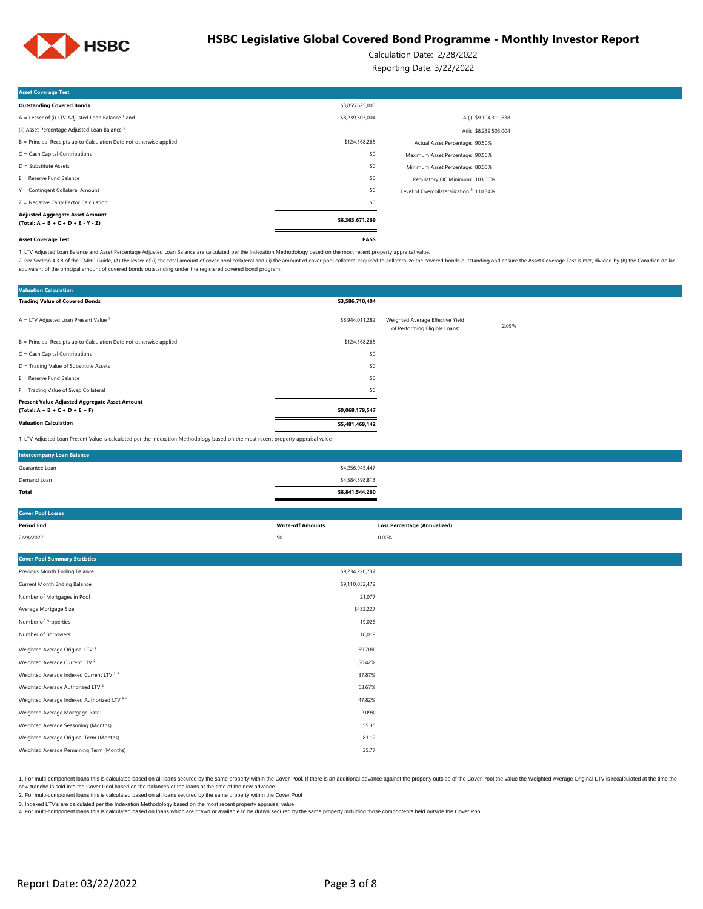# HSBC Legislative Global Covered Bond Programme - Monthly Investor Report

Calculation Date: 2/28/2022

Reporting Date: 3/22/2022

## Asset Coverage Test

| Asset Coverage Test | | |
|---|---|---|
| **Outstanding Covered Bonds** | $3,855,625,000 | |
| A = Lesser of (i) LTV Adjusted Loan Balance [1] and | $8,239,503,004 | A (i) $9,104,311,638 |
| (ii) Asset Percentage Adjusted Loan Balance [1] | | A(ii): $8,239,503,004 |
| B = Principal Receipts up to Calculation Date not otherwise applied | $124,168,265 | Actual Asset Percentage: 90.50% |
| C = Cash Capital Contributions | $0 | Maximum Asset Percentage: 90.50% |
| D = Substitute Assets | $0 | Minimum Asset Percentage: 80.00% |
| E = Reserve Fund Balance | $0 | Regulatory OC Minimum: 103.00% |
| Y = Contingent Collateral Amount | $0 | Level of Overcollateralization [2] 110.34% |
| Z = Negative Carry Factor Calculation | $0 | |
| **Adjusted Aggregate Asset Amount (Total: A + B + C + D + E - Y - Z)** | **$8,363,671,269** | |
| **Asset Coverage Test** | **PASS** | |

1. LTV Adjusted Loan Balance and Asset Percentage Adjusted Loan Balance are calculated per the Indexation Methodology based on the most recent property appraisal value.

2. Per Section 4.3.8 of the CMHC Guide, (A) the lesser of (i) the total amount of cover pool collateral and (ii) the amount of cover pool collateral required to collateralize the covered bonds outstanding and ensure the Asset Coverage Test is met, divided by (B) the Canadian dollar equivalent of the principal amount of covered bonds outstanding under the registered covered bond program.

## Valuation Calculation

| Valuation Calculation | | | |
|---|---|---|---|
| **Trading Value of Covered Bonds** | **$3,586,710,404** | | |
| A = LTV Adjusted Loan Present Value [1] | $8,944,011,282 | Weighted Average Effective Yield of Performing Eligible Loans: | 2.09% |
| B = Principal Receipts up to Calculation Date not otherwise applied | $124,168,265 | | |
| C = Cash Capital Contributions | $0 | | |
| D = Trading Value of Substitute Assets | $0 | | |
| E = Reserve Fund Balance | $0 | | |
| F = Trading Value of Swap Collateral | $0 | | |
| **Present Value Adjusted Aggregate Asset Amount (Total: A + B + C + D + E + F)** | **$9,068,179,547** | | |
| **Valuation Calculation** | **$5,481,469,142** | | |

1. LTV Adjusted Loan Present Value is calculated per the Indexation Methodology based on the most recent property appraisal value

## Intercompany Loan Balance

| Intercompany Loan Balance | |
|---|---|
| Guarantee Loan | $4,256,945,447 |
| Demand Loan | $4,584,598,813 |
| **Total** | **$8,841,544,260** |

## Cover Pool Losses

| Period End | Write-off Amounts | Loss Percentage (Annualized) |
|---|---|---|
| 2/28/2022 | $0 | 0.00% |

## Cover Pool Summary Statistics

| Cover Pool Summary Statistics | |
|---|---|
| Previous Month Ending Balance | $9,234,220,737 |
| Current Month Ending Balance | $9,110,052,472 |
| Number of Mortgages in Pool | 21,077 |
| Average Mortgage Size | $432,227 |
| Number of Properties | 19,026 |
| Number of Borrowers | 18,019 |
| Weighted Average Original LTV [1] | 59.70% |
| Weighted Average Current LTV [2] | 50.42% |
| Weighted Average Indexed Current LTV [2 3] | 37.87% |
| Weighted Average Authorized LTV [4] | 63.67% |
| Weighted Average Indexed Authorized LTV [3 4] | 47.82% |
| Weighted Average Mortgage Rate | 2.09% |
| Weighted Average Seasoning (Months) | 55.35 |
| Weighted Average Original Term (Months) | 81.12 |
| Weighted Average Remaining Term (Months) | 25.77 |

1. For multi-component loans this is calculated based on all loans secured by the same property within the Cover Pool. If there is an additional advance against the property outside of the Cover Pool the value the Weighted Average Original LTV is recalculated at the time the new tranche is sold into the Cover Pool based on the balances of the loans at the time of the new advance.

2. For multi-component loans this is calculated based on all loans secured by the same property within the Cover Pool

3. Indexed LTV's are calculated per the Indexation Methodology based on the most recent property appraisal value

4. For multi-component loans this is calculated based on loans which are drawn or available to be drawn secured by the same property including those compontents held outside the Cover Pool

Report Date: 03/22/2022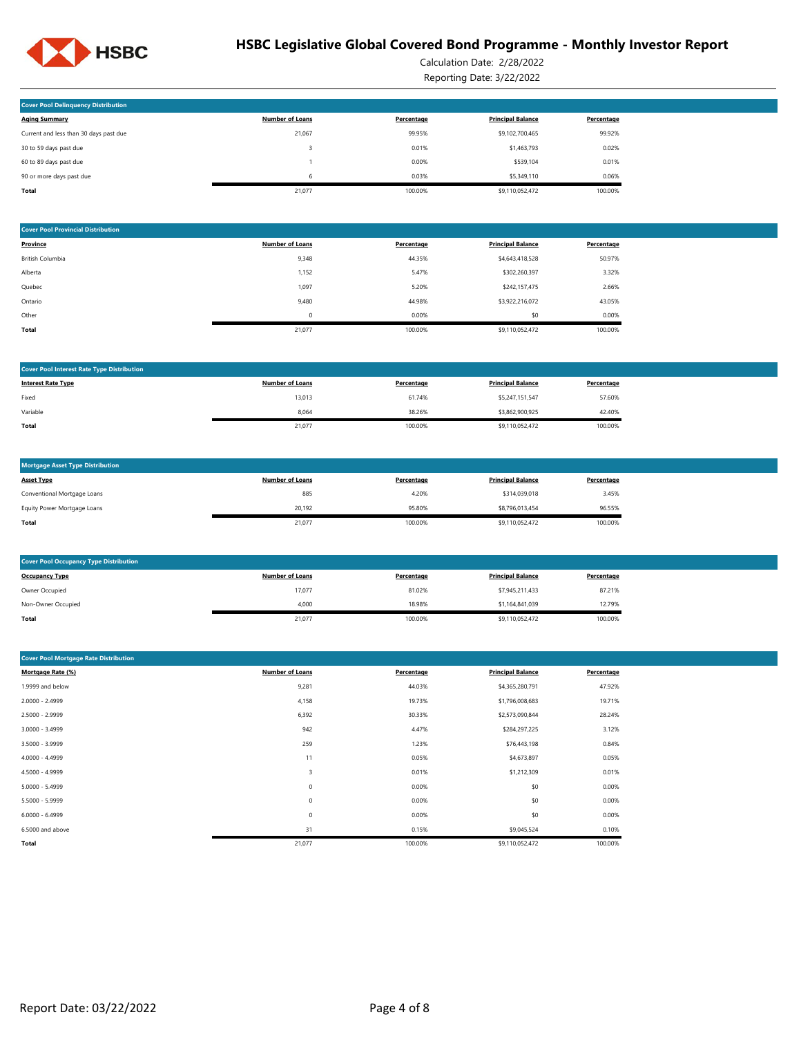# HSBC Legislative Global Covered Bond Programme - Monthly Investor Report

Calculation Date: 2/28/2022

Reporting Date: 3/22/2022

## Cover Pool Delinquency Distribution

| Aging Summary | Number of Loans | Percentage | Principal Balance | Percentage |
|---|---|---|---|---|
| Current and less than 30 days past due | 21,067 | 99.95% | $9,102,700,465 | 99.92% |
| 30 to 59 days past due | 3 | 0.01% | $1,463,793 | 0.02% |
| 60 to 89 days past due | 1 | 0.00% | $539,104 | 0.01% |
| 90 or more days past due | 6 | 0.03% | $5,349,110 | 0.06% |
| **Total** | 21,077 | 100.00% | $9,110,052,472 | 100.00% |

## Cover Pool Provincial Distribution

| Province | Number of Loans | Percentage | Principal Balance | Percentage |
|---|---|---|---|---|
| British Columbia | 9,348 | 44.35% | $4,643,418,528 | 50.97% |
| Alberta | 1,152 | 5.47% | $302,260,397 | 3.32% |
| Quebec | 1,097 | 5.20% | $242,157,475 | 2.66% |
| Ontario | 9,480 | 44.98% | $3,922,216,072 | 43.05% |
| Other | 0 | 0.00% | $0 | 0.00% |
| **Total** | 21,077 | 100.00% | $9,110,052,472 | 100.00% |

## Cover Pool Interest Rate Type Distribution

| Interest Rate Type | Number of Loans | Percentage | Principal Balance | Percentage |
|---|---|---|---|---|
| Fixed | 13,013 | 61.74% | $5,247,151,547 | 57.60% |
| Variable | 8,064 | 38.26% | $3,862,900,925 | 42.40% |
| **Total** | 21,077 | 100.00% | $9,110,052,472 | 100.00% |

## Mortgage Asset Type Distribution

| Asset Type | Number of Loans | Percentage | Principal Balance | Percentage |
|---|---|---|---|---|
| Conventional Mortgage Loans | 885 | 4.20% | $314,039,018 | 3.45% |
| Equity Power Mortgage Loans | 20,192 | 95.80% | $8,796,013,454 | 96.55% |
| **Total** | 21,077 | 100.00% | $9,110,052,472 | 100.00% |

## Cover Pool Occupancy Type Distribution

| Occupancy Type | Number of Loans | Percentage | Principal Balance | Percentage |
|---|---|---|---|---|
| Owner Occupied | 17,077 | 81.02% | $7,945,211,433 | 87.21% |
| Non-Owner Occupied | 4,000 | 18.98% | $1,164,841,039 | 12.79% |
| **Total** | 21,077 | 100.00% | $9,110,052,472 | 100.00% |

## Cover Pool Mortgage Rate Distribution

| Mortgage Rate (%) | Number of Loans | Percentage | Principal Balance | Percentage |
|---|---|---|---|---|
| 1.9999 and below | 9,281 | 44.03% | $4,365,280,791 | 47.92% |
| 2.0000 - 2.4999 | 4,158 | 19.73% | $1,796,008,683 | 19.71% |
| 2.5000 - 2.9999 | 6,392 | 30.33% | $2,573,090,844 | 28.24% |
| 3.0000 - 3.4999 | 942 | 4.47% | $284,297,225 | 3.12% |
| 3.5000 - 3.9999 | 259 | 1.23% | $76,443,198 | 0.84% |
| 4.0000 - 4.4999 | 11 | 0.05% | $4,673,897 | 0.05% |
| 4.5000 - 4.9999 | 3 | 0.01% | $1,212,309 | 0.01% |
| 5.0000 - 5.4999 | 0 | 0.00% | $0 | 0.00% |
| 5.5000 - 5.9999 | 0 | 0.00% | $0 | 0.00% |
| 6.0000 - 6.4999 | 0 | 0.00% | $0 | 0.00% |
| 6.5000 and above | 31 | 0.15% | $9,045,524 | 0.10% |
| **Total** | 21,077 | 100.00% | $9,110,052,472 | 100.00% |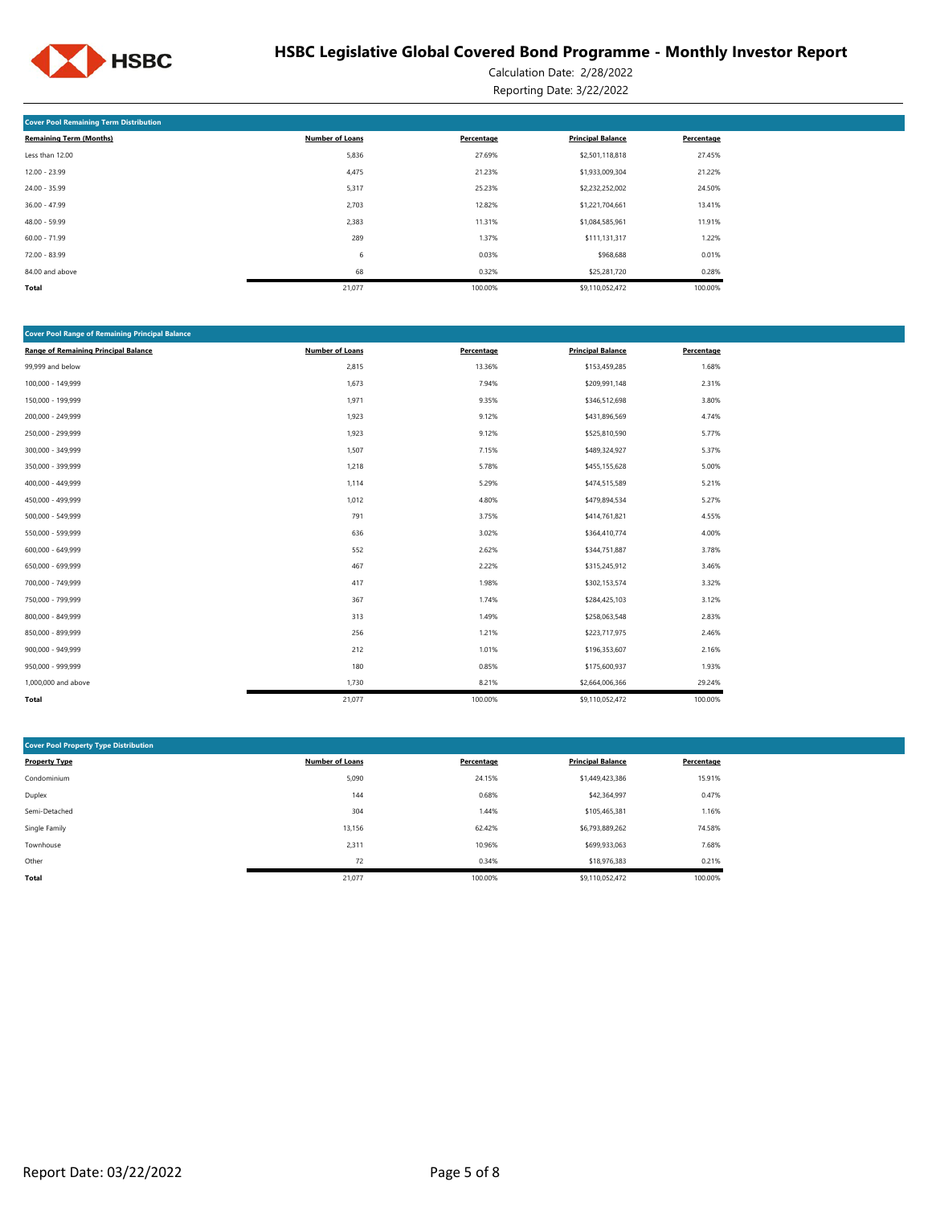# HSBC Legislative Global Covered Bond Programme - Monthly Investor Report

Calculation Date: 2/28/2022

Reporting Date: 3/22/2022

## Cover Pool Remaining Term Distribution

| Remaining Term (Months) | Number of Loans | Percentage | Principal Balance | Percentage |
|---|---|---|---|---|
| Less than 12.00 | 5,836 | 27.69% | $2,501,118,818 | 27.45% |
| 12.00 - 23.99 | 4,475 | 21.23% | $1,933,009,304 | 21.22% |
| 24.00 - 35.99 | 5,317 | 25.23% | $2,232,252,002 | 24.50% |
| 36.00 - 47.99 | 2,703 | 12.82% | $1,221,704,661 | 13.41% |
| 48.00 - 59.99 | 2,383 | 11.31% | $1,084,585,961 | 11.91% |
| 60.00 - 71.99 | 289 | 1.37% | $111,131,317 | 1.22% |
| 72.00 - 83.99 | 6 | 0.03% | $968,688 | 0.01% |
| 84.00 and above | 68 | 0.32% | $25,281,720 | 0.28% |
| **Total** | 21,077 | 100.00% | $9,110,052,472 | 100.00% |

## Cover Pool Range of Remaining Principal Balance

| Range of Remaining Principal Balance | Number of Loans | Percentage | Principal Balance | Percentage |
|---|---|---|---|---|
| 99,999 and below | 2,815 | 13.36% | $153,459,285 | 1.68% |
| 100,000 - 149,999 | 1,673 | 7.94% | $209,991,148 | 2.31% |
| 150,000 - 199,999 | 1,971 | 9.35% | $346,512,698 | 3.80% |
| 200,000 - 249,999 | 1,923 | 9.12% | $431,896,569 | 4.74% |
| 250,000 - 299,999 | 1,923 | 9.12% | $525,810,590 | 5.77% |
| 300,000 - 349,999 | 1,507 | 7.15% | $489,324,927 | 5.37% |
| 350,000 - 399,999 | 1,218 | 5.78% | $455,155,628 | 5.00% |
| 400,000 - 449,999 | 1,114 | 5.29% | $474,515,589 | 5.21% |
| 450,000 - 499,999 | 1,012 | 4.80% | $479,894,534 | 5.27% |
| 500,000 - 549,999 | 791 | 3.75% | $414,761,821 | 4.55% |
| 550,000 - 599,999 | 636 | 3.02% | $364,410,774 | 4.00% |
| 600,000 - 649,999 | 552 | 2.62% | $344,751,887 | 3.78% |
| 650,000 - 699,999 | 467 | 2.22% | $315,245,912 | 3.46% |
| 700,000 - 749,999 | 417 | 1.98% | $302,153,574 | 3.32% |
| 750,000 - 799,999 | 367 | 1.74% | $284,425,103 | 3.12% |
| 800,000 - 849,999 | 313 | 1.49% | $258,063,548 | 2.83% |
| 850,000 - 899,999 | 256 | 1.21% | $223,717,975 | 2.46% |
| 900,000 - 949,999 | 212 | 1.01% | $196,353,607 | 2.16% |
| 950,000 - 999,999 | 180 | 0.85% | $175,600,937 | 1.93% |
| 1,000,000 and above | 1,730 | 8.21% | $2,664,006,366 | 29.24% |
| **Total** | 21,077 | 100.00% | $9,110,052,472 | 100.00% |

## Cover Pool Property Type Distribution

| Property Type | Number of Loans | Percentage | Principal Balance | Percentage |
|---|---|---|---|---|
| Condominium | 5,090 | 24.15% | $1,449,423,386 | 15.91% |
| Duplex | 144 | 0.68% | $42,364,997 | 0.47% |
| Semi-Detached | 304 | 1.44% | $105,465,381 | 1.16% |
| Single Family | 13,156 | 62.42% | $6,793,889,262 | 74.58% |
| Townhouse | 2,311 | 10.96% | $699,933,063 | 7.68% |
| Other | 72 | 0.34% | $18,976,383 | 0.21% |
| **Total** | 21,077 | 100.00% | $9,110,052,472 | 100.00% |

Report Date: 03/22/2022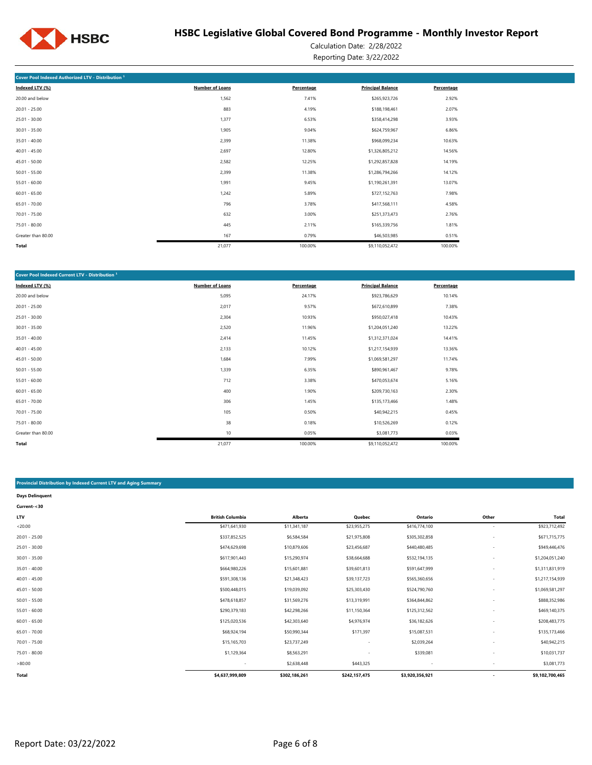## Cover Pool Indexed Authorized LTV - Distribution [1]

| Indexed LTV (%) | Number of Loans | Percentage | Principal Balance | Percentage |
|---|---|---|---|---|
| 20.00 and below | 1,562 | 7.41% | $265,923,726 | 2.92% |
| 20.01 - 25.00 | 883 | 4.19% | $188,198,461 | 2.07% |
| 25.01 - 30.00 | 1,377 | 6.53% | $358,414,298 | 3.93% |
| 30.01 - 35.00 | 1,905 | 9.04% | $624,759,967 | 6.86% |
| 35.01 - 40.00 | 2,399 | 11.38% | $968,099,234 | 10.63% |
| 40.01 - 45.00 | 2,697 | 12.80% | $1,326,805,212 | 14.56% |
| 45.01 - 50.00 | 2,582 | 12.25% | $1,292,857,828 | 14.19% |
| 50.01 - 55.00 | 2,399 | 11.38% | $1,286,794,266 | 14.12% |
| 55.01 - 60.00 | 1,991 | 9.45% | $1,190,261,391 | 13.07% |
| 60.01 - 65.00 | 1,242 | 5.89% | $727,152,763 | 7.98% |
| 65.01 - 70.00 | 796 | 3.78% | $417,568,111 | 4.58% |
| 70.01 - 75.00 | 632 | 3.00% | $251,373,473 | 2.76% |
| 75.01 - 80.00 | 445 | 2.11% | $165,339,756 | 1.81% |
| Greater than 80.00 | 167 | 0.79% | $46,503,985 | 0.51% |
| **Total** | 21,077 | 100.00% | $9,110,052,472 | 100.00% |

## Cover Pool Indexed Current LTV - Distribution [1]

| Indexed LTV (%) | Number of Loans | Percentage | Principal Balance | Percentage |
|---|---|---|---|---|
| 20.00 and below | 5,095 | 24.17% | $923,786,629 | 10.14% |
| 20.01 - 25.00 | 2,017 | 9.57% | $672,610,899 | 7.38% |
| 25.01 - 30.00 | 2,304 | 10.93% | $950,027,418 | 10.43% |
| 30.01 - 35.00 | 2,520 | 11.96% | $1,204,051,240 | 13.22% |
| 35.01 - 40.00 | 2,414 | 11.45% | $1,312,371,024 | 14.41% |
| 40.01 - 45.00 | 2,133 | 10.12% | $1,217,154,939 | 13.36% |
| 45.01 - 50.00 | 1,684 | 7.99% | $1,069,581,297 | 11.74% |
| 50.01 - 55.00 | 1,339 | 6.35% | $890,961,467 | 9.78% |
| 55.01 - 60.00 | 712 | 3.38% | $470,053,674 | 5.16% |
| 60.01 - 65.00 | 400 | 1.90% | $209,730,163 | 2.30% |
| 65.01 - 70.00 | 306 | 1.45% | $135,173,466 | 1.48% |
| 70.01 - 75.00 | 105 | 0.50% | $40,942,215 | 0.45% |
| 75.01 - 80.00 | 38 | 0.18% | $10,526,269 | 0.12% |
| Greater than 80.00 | 10 | 0.05% | $3,081,773 | 0.03% |
| **Total** | 21,077 | 100.00% | $9,110,052,472 | 100.00% |

## Provincial Distribution by Indexed Current LTV and Aging Summary

**Days Delinquent**

**Current-<30**

| LTV | British Columbia | Alberta | Quebec | Ontario | Other | Total |
|---|---|---|---|---|---|---|
| <20.00 | $471,641,930 | $11,341,187 | $23,955,275 | $416,774,100 | - | $923,712,492 |
| 20.01 - 25.00 | $337,852,525 | $6,584,584 | $21,975,808 | $305,302,858 | - | $671,715,775 |
| 25.01 - 30.00 | $474,629,698 | $10,879,606 | $23,456,687 | $440,480,485 | - | $949,446,476 |
| 30.01 - 35.00 | $617,901,443 | $15,290,974 | $38,664,688 | $532,194,135 | - | $1,204,051,240 |
| 35.01 - 40.00 | $664,980,226 | $15,601,881 | $39,601,813 | $591,647,999 | - | $1,311,831,919 |
| 40.01 - 45.00 | $591,308,136 | $21,348,423 | $39,137,723 | $565,360,656 | - | $1,217,154,939 |
| 45.01 - 50.00 | $500,448,015 | $19,039,092 | $25,303,430 | $524,790,760 | - | $1,069,581,297 |
| 50.01 - 55.00 | $478,618,857 | $31,569,276 | $13,319,991 | $364,844,862 | - | $888,352,986 |
| 55.01 - 60.00 | $290,379,183 | $42,298,266 | $11,150,364 | $125,312,562 | - | $469,140,375 |
| 60.01 - 65.00 | $125,020,536 | $42,303,640 | $4,976,974 | $36,182,626 | - | $208,483,775 |
| 65.01 - 70.00 | $68,924,194 | $50,990,344 | $171,397 | $15,087,531 | - | $135,173,466 |
| 70.01 - 75.00 | $15,165,703 | $23,737,249 | - | $2,039,264 | - | $40,942,215 |
| 75.01 - 80.00 | $1,129,364 | $8,563,291 | - | $339,081 | - | $10,031,737 |
| >80.00 | - | $2,638,448 | $443,325 | - | - | $3,081,773 |
| **Total** | **$4,637,999,809** | **$302,186,261** | **$242,157,475** | **$3,920,356,921** | **-** | **$9,102,700,465** |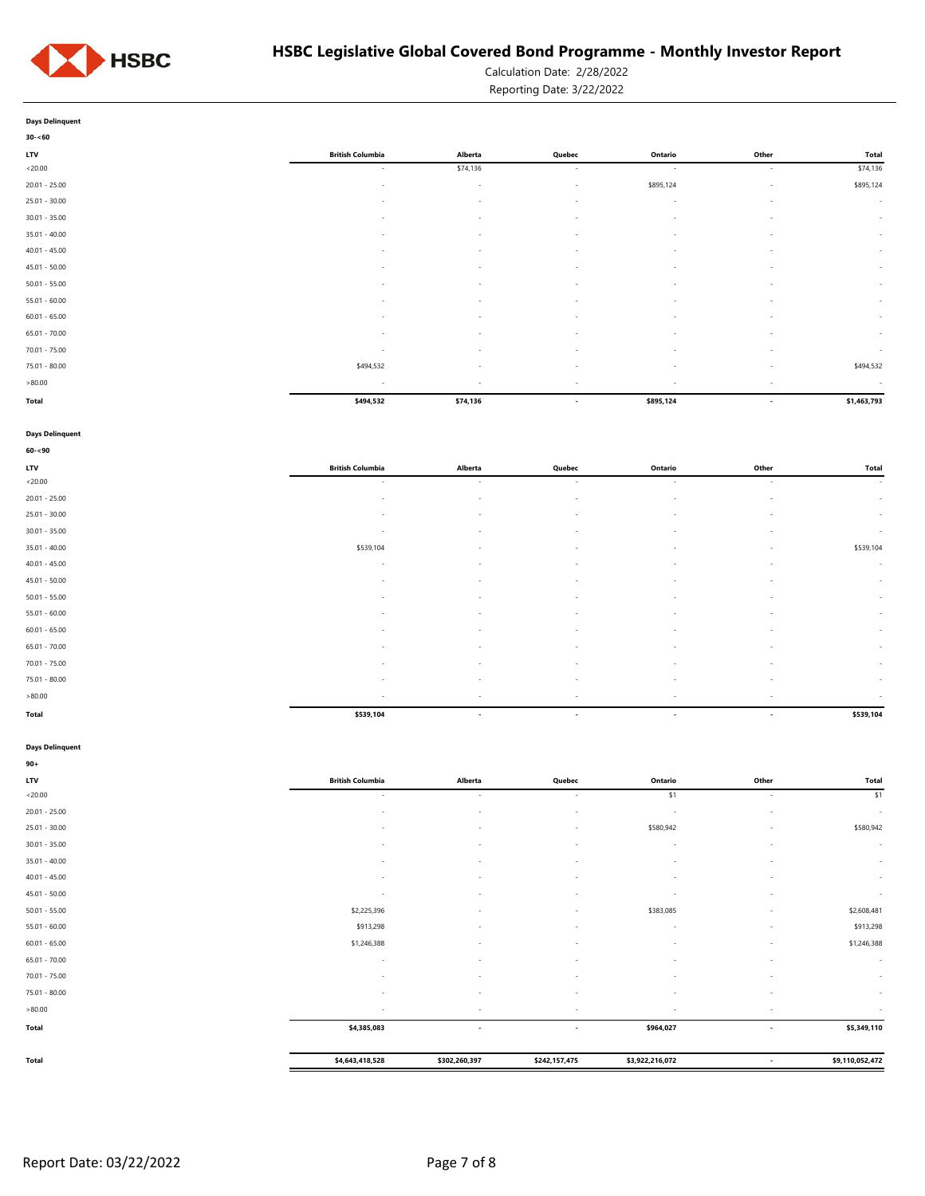**Days Delinquent**

**30-<60**

| LTV | British Columbia | Alberta | Quebec | Ontario | Other | Total |
|---|---|---|---|---|---|---|
| <20.00 | - | $74,136 | - | - | - | $74,136 |
| 20.01 - 25.00 | - | - | - | $895,124 | - | $895,124 |
| 25.01 - 30.00 | - | - | - | - | - | - |
| 30.01 - 35.00 | - | - | - | - | - | - |
| 35.01 - 40.00 | - | - | - | - | - | - |
| 40.01 - 45.00 | - | - | - | - | - | - |
| 45.01 - 50.00 | - | - | - | - | - | - |
| 50.01 - 55.00 | - | - | - | - | - | - |
| 55.01 - 60.00 | - | - | - | - | - | - |
| 60.01 - 65.00 | - | - | - | - | - | - |
| 65.01 - 70.00 | - | - | - | - | - | - |
| 70.01 - 75.00 | - | - | - | - | - | - |
| 75.01 - 80.00 | $494,532 | - | - | - | - | $494,532 |
| >80.00 | - | - | - | - | - | - |
| **Total** | **$494,532** | **$74,136** | **-** | **$895,124** | **-** | **$1,463,793** |

**Days Delinquent**

**60-<90**

| LTV | British Columbia | Alberta | Quebec | Ontario | Other | Total |
|---|---|---|---|---|---|---|
| <20.00 | - | - | - | - | - | - |
| 20.01 - 25.00 | - | - | - | - | - | - |
| 25.01 - 30.00 | - | - | - | - | - | - |
| 30.01 - 35.00 | - | - | - | - | - | - |
| 35.01 - 40.00 | $539,104 | - | - | - | - | $539,104 |
| 40.01 - 45.00 | - | - | - | - | - | - |
| 45.01 - 50.00 | - | - | - | - | - | - |
| 50.01 - 55.00 | - | - | - | - | - | - |
| 55.01 - 60.00 | - | - | - | - | - | - |
| 60.01 - 65.00 | - | - | - | - | - | - |
| 65.01 - 70.00 | - | - | - | - | - | - |
| 70.01 - 75.00 | - | - | - | - | - | - |
| 75.01 - 80.00 | - | - | - | - | - | - |
| >80.00 | - | - | - | - | - | - |
| **Total** | **$539,104** | **-** | **-** | **-** | **-** | **$539,104** |

**Days Delinquent**

**90+**

| LTV | British Columbia | Alberta | Quebec | Ontario | Other | Total |
|---|---|---|---|---|---|---|
| <20.00 | - | - | - | $1 | - | $1 |
| 20.01 - 25.00 | - | - | - | - | - | - |
| 25.01 - 30.00 | - | - | - | $580,942 | - | $580,942 |
| 30.01 - 35.00 | - | - | - | - | - | - |
| 35.01 - 40.00 | - | - | - | - | - | - |
| 40.01 - 45.00 | - | - | - | - | - | - |
| 45.01 - 50.00 | - | - | - | - | - | - |
| 50.01 - 55.00 | $2,225,396 | - | - | $383,085 | - | $2,608,481 |
| 55.01 - 60.00 | $913,298 | - | - | - | - | $913,298 |
| 60.01 - 65.00 | $1,246,388 | - | - | - | - | $1,246,388 |
| 65.01 - 70.00 | - | - | - | - | - | - |
| 70.01 - 75.00 | - | - | - | - | - | - |
| 75.01 - 80.00 | - | - | - | - | - | - |
| >80.00 | - | - | - | - | - | - |
| **Total** | **$4,385,083** | **-** | **-** | **$964,027** | **-** | **$5,349,110** |
| **Total** | **$4,643,418,528** | **$302,260,397** | **$242,157,475** | **$3,922,216,072** | **-** | **$9,110,052,472** |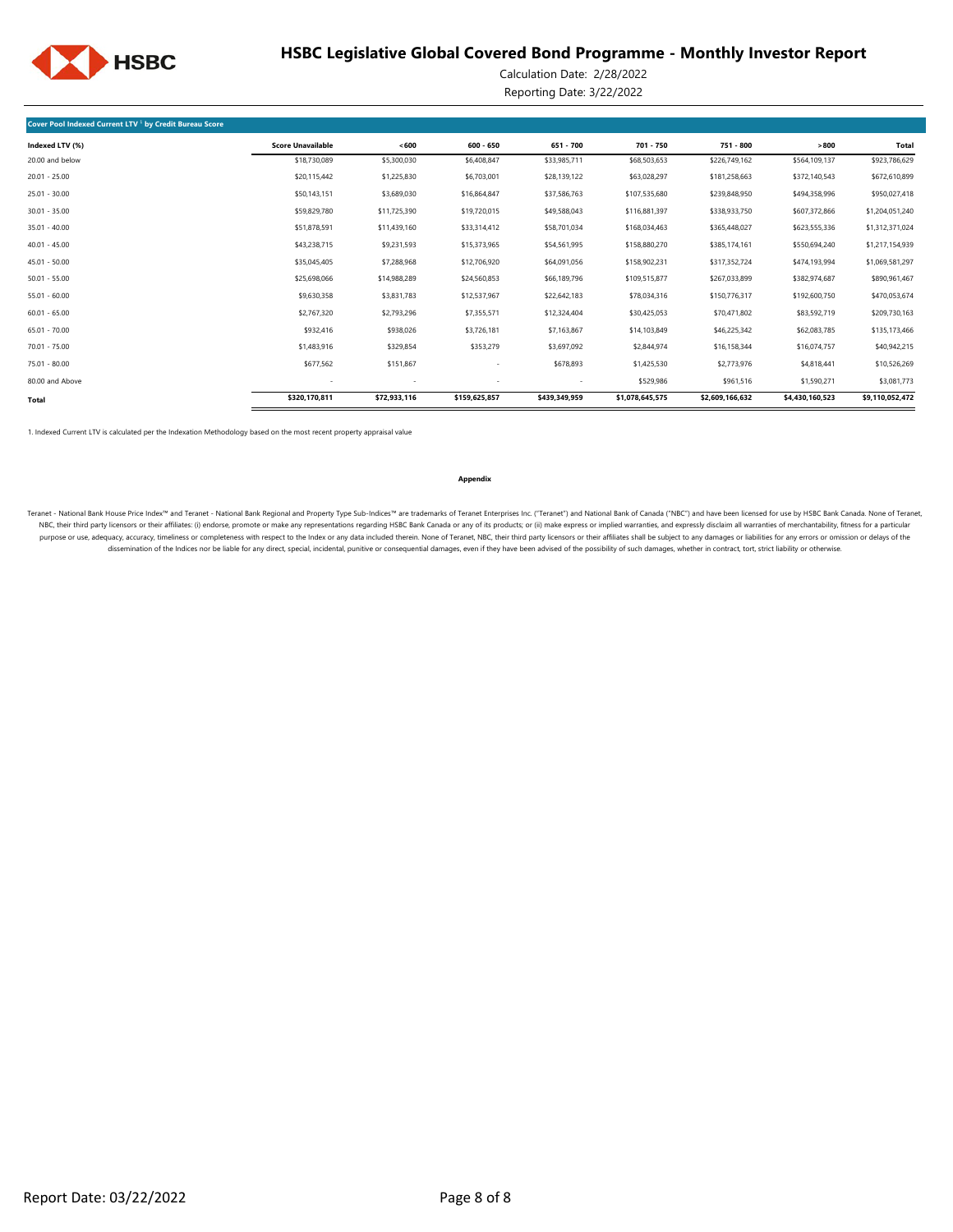# HSBC Legislative Global Covered Bond Programme - Monthly Investor Report

Calculation Date: 2/28/2022

Reporting Date: 3/22/2022

**Cover Pool Indexed Current LTV [1] by Credit Bureau Score**

| Indexed LTV (%) | Score Unavailable | <600 | 600 - 650 | 651 - 700 | 701 - 750 | 751 - 800 | >800 | Total |
|---|---|---|---|---|---|---|---|---|
| 20.00 and below | $18,730,089 | $5,300,030 | $6,408,847 | $33,985,711 | $68,503,653 | $226,749,162 | $564,109,137 | $923,786,629 |
| 20.01 - 25.00 | $20,115,442 | $1,225,830 | $6,703,001 | $28,139,122 | $63,028,297 | $181,258,663 | $372,140,543 | $672,610,899 |
| 25.01 - 30.00 | $50,143,151 | $3,689,030 | $16,864,847 | $37,586,763 | $107,535,680 | $239,848,950 | $494,358,996 | $950,027,418 |
| 30.01 - 35.00 | $59,829,780 | $11,725,390 | $19,720,015 | $49,588,043 | $116,881,397 | $338,933,750 | $607,372,866 | $1,204,051,240 |
| 35.01 - 40.00 | $51,878,591 | $11,439,160 | $33,314,412 | $58,701,034 | $168,034,463 | $365,448,027 | $623,555,336 | $1,312,371,024 |
| 40.01 - 45.00 | $43,238,715 | $9,231,593 | $15,373,965 | $54,561,995 | $158,880,270 | $385,174,161 | $550,694,240 | $1,217,154,939 |
| 45.01 - 50.00 | $35,045,405 | $7,288,968 | $12,706,920 | $64,091,056 | $158,902,231 | $317,352,724 | $474,193,994 | $1,069,581,297 |
| 50.01 - 55.00 | $25,698,066 | $14,988,289 | $24,560,853 | $66,189,796 | $109,515,877 | $267,033,899 | $382,974,687 | $890,961,467 |
| 55.01 - 60.00 | $9,630,358 | $3,831,783 | $12,537,967 | $22,642,183 | $78,034,316 | $150,776,317 | $192,600,750 | $470,053,674 |
| 60.01 - 65.00 | $2,767,320 | $2,793,296 | $7,355,571 | $12,324,404 | $30,425,053 | $70,471,802 | $83,592,719 | $209,730,163 |
| 65.01 - 70.00 | $932,416 | $938,026 | $3,726,181 | $7,163,867 | $14,103,849 | $46,225,342 | $62,083,785 | $135,173,466 |
| 70.01 - 75.00 | $1,483,916 | $329,854 | $353,279 | $3,697,092 | $2,844,974 | $16,158,344 | $16,074,757 | $40,942,215 |
| 75.01 - 80.00 | $677,562 | $151,867 | - | $678,893 | $1,425,530 | $2,773,976 | $4,818,441 | $10,526,269 |
| 80.00 and Above | - | - | - | - | $529,986 | $961,516 | $1,590,271 | $3,081,773 |
| **Total** | **$320,170,811** | **$72,933,116** | **$159,625,857** | **$439,349,959** | **$1,078,645,575** | **$2,609,166,632** | **$4,430,160,523** | **$9,110,052,472** |

1. Indexed Current LTV is calculated per the Indexation Methodology based on the most recent property appraisal value

**Appendix**

Teranet - National Bank House Price Index™ and Teranet - National Bank Regional and Property Type Sub-Indices™ are trademarks of Teranet Enterprises Inc. ("Teranet") and National Bank of Canada ("NBC") and have been licensed for use by HSBC Bank Canada. None of Teranet, NBC, their third party licensors or their affiliates: (i) endorse, promote or make any representations regarding HSBC Bank Canada or any of its products; or (ii) make express or implied warranties, and expressly disclaim all warranties of merchantability, fitness for a particular purpose or use, adequacy, accuracy, timeliness or completeness with respect to the Index or any data included therein. None of Teranet, NBC, their third party licensors or their affiliates shall be subject to any damages or liabilities for any errors or omission or delays of the dissemination of the Indices nor be liable for any direct, special, incidental, punitive or consequential damages, even if they have been advised of the possibility of such damages, whether in contract, tort, strict liability or otherwise.

Report Date: 03/22/2022